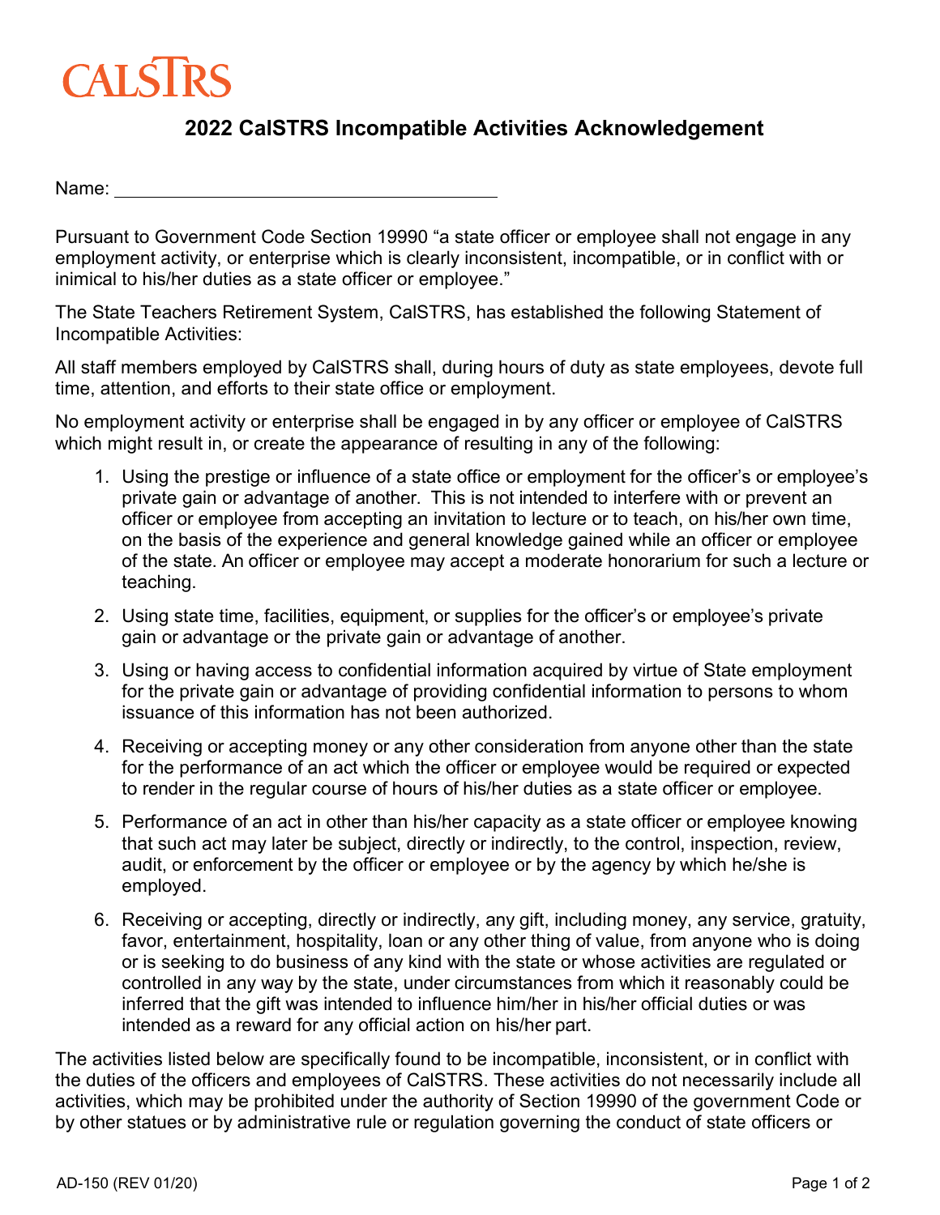CALSTRS

# 2022 CalSTRS Incompatible Activities Acknowledgement

Name: ________________________________________

Pursuant to Government Code Section 19990 "a state officer or employee shall not engage in any employment activity, or enterprise which is clearly inconsistent, incompatible, or in conflict with or inimical to his/her duties as a state officer or employee."

The State Teachers Retirement System, CalSTRS, has established the following Statement of Incompatible Activities:

All staff members employed by CalSTRS shall, during hours of duty as state employees, devote full time, attention, and efforts to their state office or employment.

No employment activity or enterprise shall be engaged in by any officer or employee of CalSTRS which might result in, or create the appearance of resulting in any of the following:

1. Using the prestige or influence of a state office or employment for the officer's or employee's private gain or advantage of another. This is not intended to interfere with or prevent an officer or employee from accepting an invitation to lecture or to teach, on his/her own time, on the basis of the experience and general knowledge gained while an officer or employee of the state. An officer or employee may accept a moderate honorarium for such a lecture or teaching.
2. Using state time, facilities, equipment, or supplies for the officer's or employee's private gain or advantage or the private gain or advantage of another.
3. Using or having access to confidential information acquired by virtue of State employment for the private gain or advantage of providing confidential information to persons to whom issuance of this information has not been authorized.
4. Receiving or accepting money or any other consideration from anyone other than the state for the performance of an act which the officer or employee would be required or expected to render in the regular course of hours of his/her duties as a state officer or employee.
5. Performance of an act in other than his/her capacity as a state officer or employee knowing that such act may later be subject, directly or indirectly, to the control, inspection, review, audit, or enforcement by the officer or employee or by the agency by which he/she is employed.
6. Receiving or accepting, directly or indirectly, any gift, including money, any service, gratuity, favor, entertainment, hospitality, loan or any other thing of value, from anyone who is doing or is seeking to do business of any kind with the state or whose activities are regulated or controlled in any way by the state, under circumstances from which it reasonably could be inferred that the gift was intended to influence him/her in his/her official duties or was intended as a reward for any official action on his/her part.

The activities listed below are specifically found to be incompatible, inconsistent, or in conflict with the duties of the officers and employees of CalSTRS. These activities do not necessarily include all activities, which may be prohibited under the authority of Section 19990 of the government Code or by other statues or by administrative rule or regulation governing the conduct of state officers or

AD-150 (REV 01/20)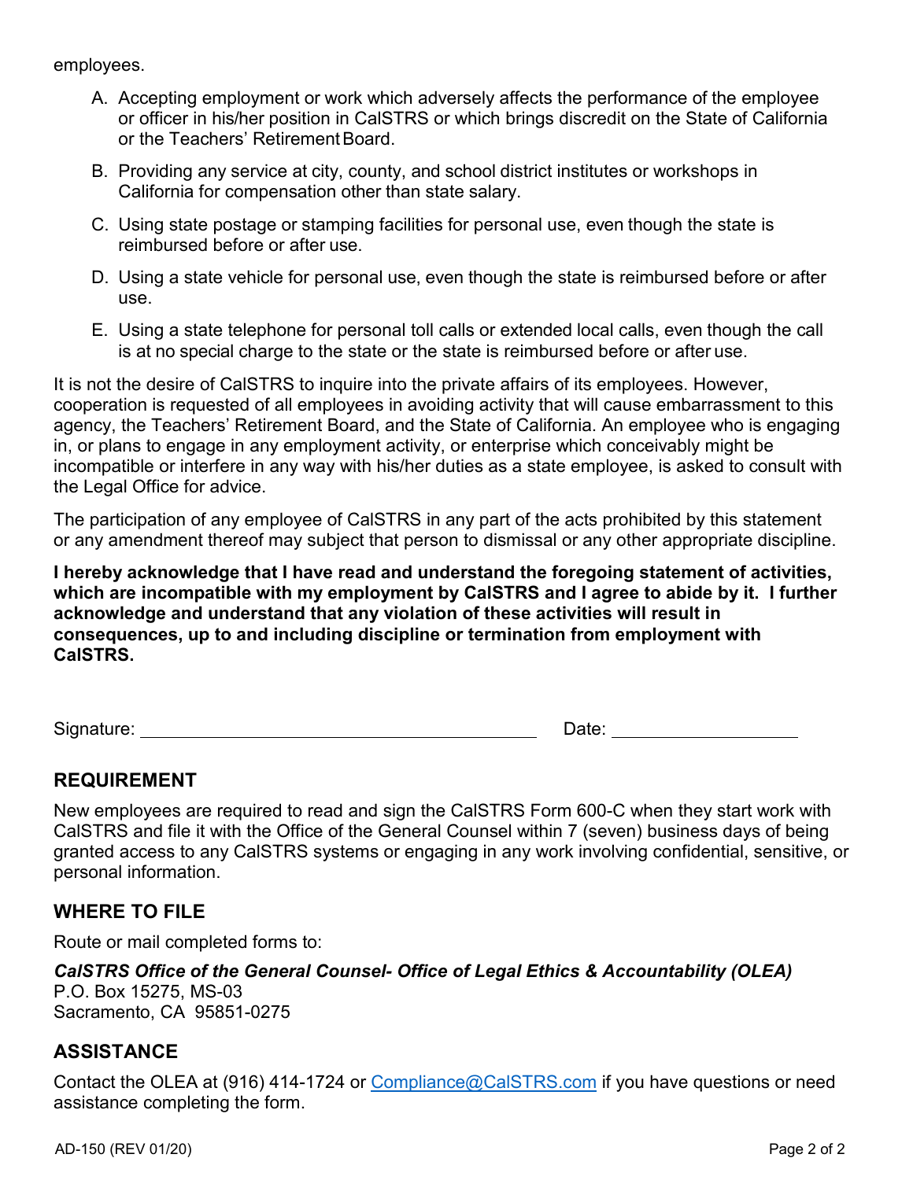employees.

A. Accepting employment or work which adversely affects the performance of the employee or officer in his/her position in CalSTRS or which brings discredit on the State of California or the Teachers' Retirement Board.

B. Providing any service at city, county, and school district institutes or workshops in California for compensation other than state salary.

C. Using state postage or stamping facilities for personal use, even though the state is reimbursed before or after use.

D. Using a state vehicle for personal use, even though the state is reimbursed before or after use.

E. Using a state telephone for personal toll calls or extended local calls, even though the call is at no special charge to the state or the state is reimbursed before or after use.

It is not the desire of CalSTRS to inquire into the private affairs of its employees. However, cooperation is requested of all employees in avoiding activity that will cause embarrassment to this agency, the Teachers' Retirement Board, and the State of California. An employee who is engaging in, or plans to engage in any employment activity, or enterprise which conceivably might be incompatible or interfere in any way with his/her duties as a state employee, is asked to consult with the Legal Office for advice.

The participation of any employee of CalSTRS in any part of the acts prohibited by this statement or any amendment thereof may subject that person to dismissal or any other appropriate discipline.

**I hereby acknowledge that I have read and understand the foregoing statement of activities, which are incompatible with my employment by CalSTRS and I agree to abide by it. I further acknowledge and understand that any violation of these activities will result in consequences, up to and including discipline or termination from employment with CalSTRS.**

Signature: ________________________________________ Date: ____________________

## REQUIREMENT

New employees are required to read and sign the CalSTRS Form 600-C when they start work with CalSTRS and file it with the Office of the General Counsel within 7 (seven) business days of being granted access to any CalSTRS systems or engaging in any work involving confidential, sensitive, or personal information.

## WHERE TO FILE

Route or mail completed forms to:

***CalSTRS Office of the General Counsel- Office of Legal Ethics & Accountability (OLEA)***
P.O. Box 15275, MS-03
Sacramento, CA 95851-0275

## ASSISTANCE

Contact the OLEA at (916) 414-1724 or Compliance@CalSTRS.com if you have questions or need assistance completing the form.

AD-150 (REV 01/20)